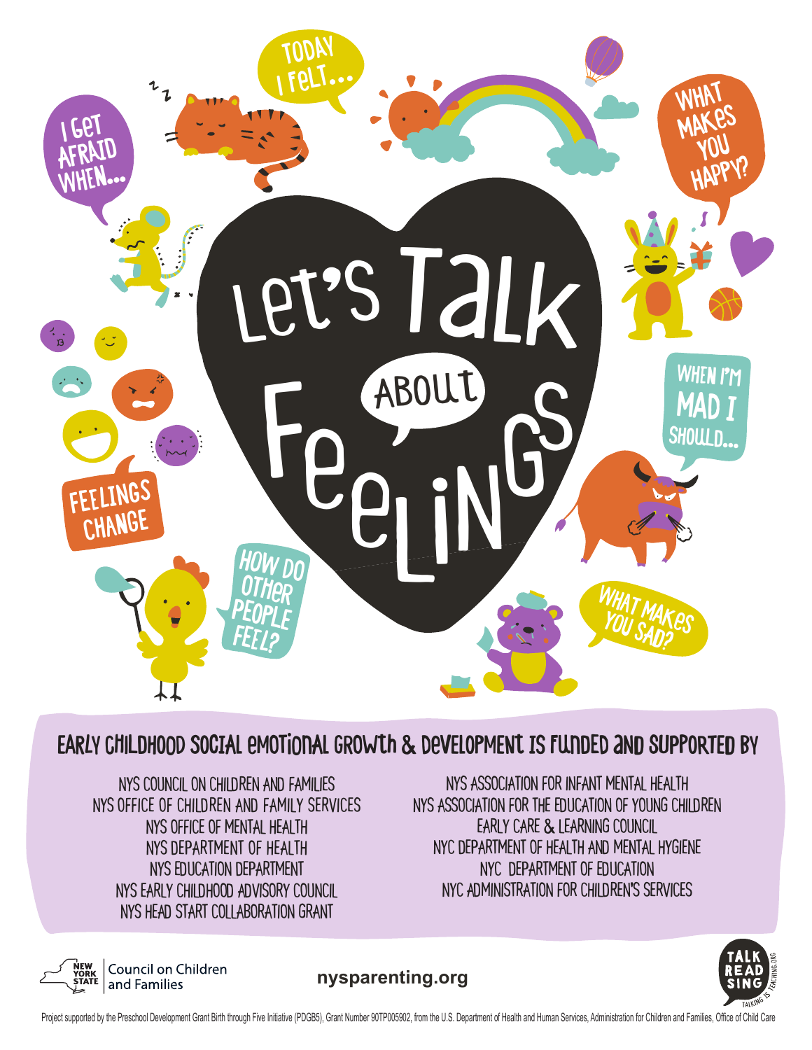# Let's Talk About Feelings

Today I felt...

What makes you happy?

I get afraid when...

When I'm mad I should...

Feelings change

How do other people feel?

What makes you sad?

## Early Childhood Social Emotional Growth & Development is funded and supported by

NYS Council on Children and Families
NYS Office of Children and Family Services
NYS Office of Mental Health
NYS Department of Health
NYS Education Department
NYS Early Childhood Advisory Council
NYS Head Start Collaboration Grant

NYS Association for Infant Mental Health
NYS Association for the Education of Young Children
Early Care & Learning Council
NYC Department of Health and Mental Hygiene
NYC Department of Education
NYC Administration for Children's Services

New York State | Council on Children and Families

nysparenting.org

Talk Read Sing — Talking is Teaching.org

Project supported by the Preschool Development Grant Birth through Five Initiative (PDGB5), Grant Number 90TP005902, from the U.S. Department of Health and Human Services, Administration for Children and Families, Office of Child Care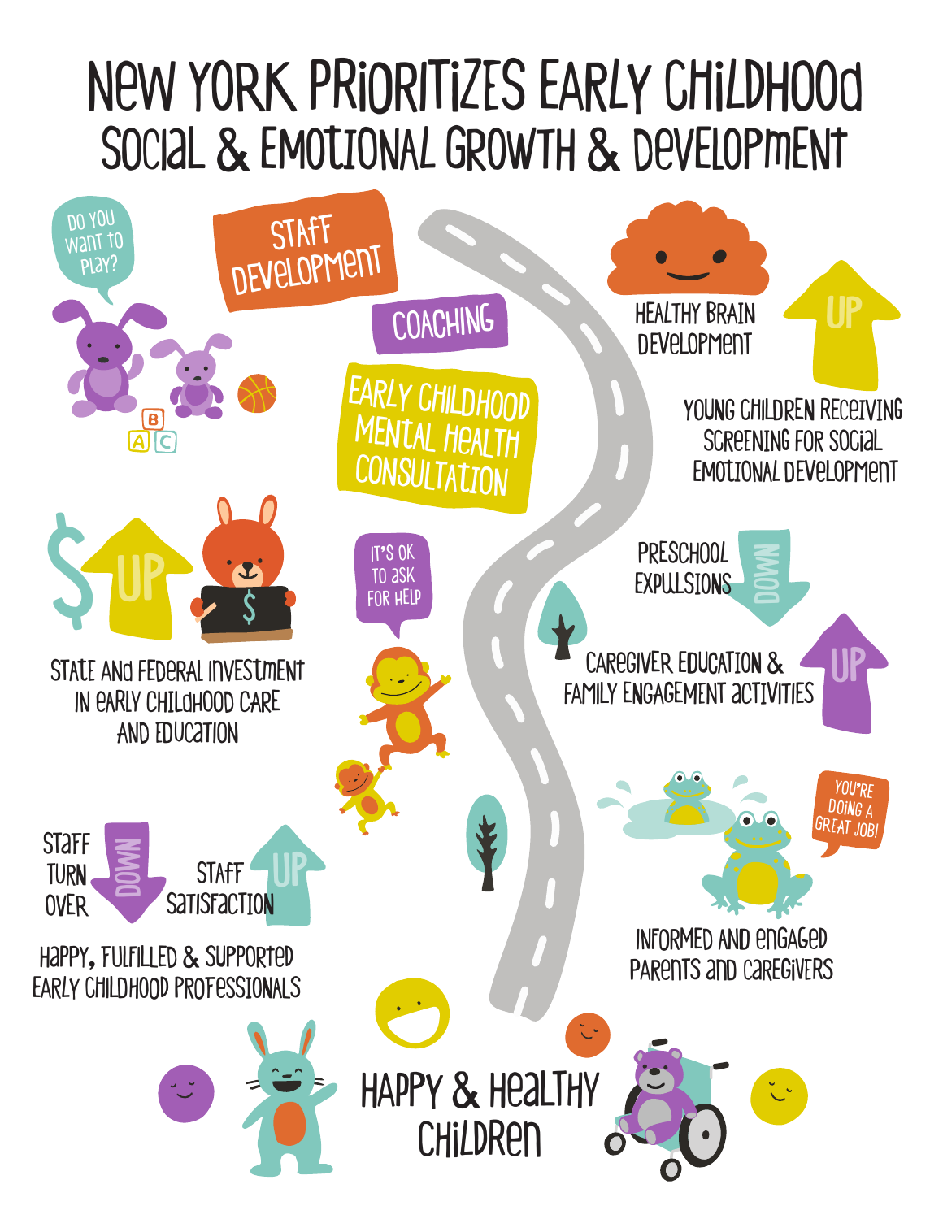# New York Prioritizes Early Childhood

## Social & Emotional Growth & Development

Do you want to play?

Staff Development

Coaching

Early Childhood Mental Health Consultation

Healthy Brain Development

UP

Young children receiving screening for social emotional development

UP

State and federal investment in early childhood care and education

It's OK to ask for help

Preschool Expulsions

DOWN

Caregiver education & family engagement activities

UP

You're doing a great job!

Staff Turn Over

DOWN

Staff Satisfaction

UP

Happy, fulfilled & supported early childhood professionals

Informed and engaged parents and caregivers

Happy & Healthy Children